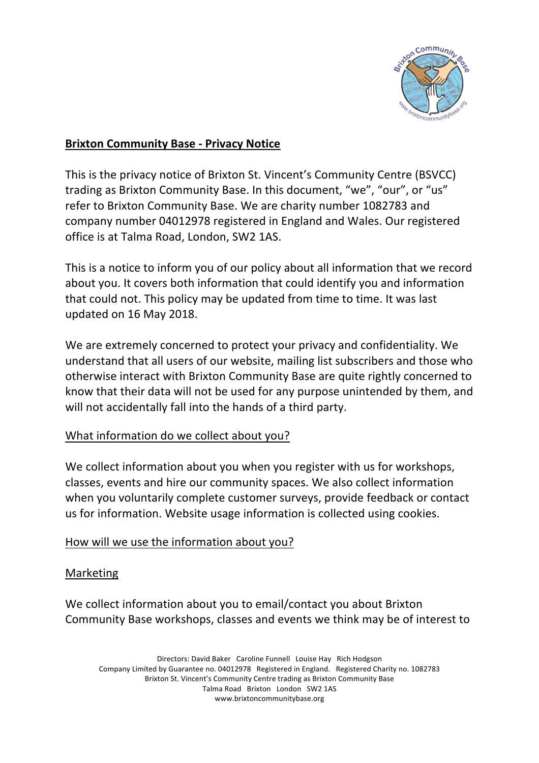## Brixton Community Base - Privacy Notice

This is the privacy notice of Brixton St. Vincent's Community Centre (BSVCC) trading as Brixton Community Base. In this document, "we", "our", or "us" refer to Brixton Community Base. We are charity number 1082783 and company number 04012978 registered in England and Wales. Our registered office is at Talma Road, London, SW2 1AS.

This is a notice to inform you of our policy about all information that we record about you. It covers both information that could identify you and information that could not. This policy may be updated from time to time. It was last updated on 16 May 2018.

We are extremely concerned to protect your privacy and confidentiality. We understand that all users of our website, mailing list subscribers and those who otherwise interact with Brixton Community Base are quite rightly concerned to know that their data will not be used for any purpose unintended by them, and will not accidentally fall into the hands of a third party.

### What information do we collect about you?

We collect information about you when you register with us for workshops, classes, events and hire our community spaces. We also collect information when you voluntarily complete customer surveys, provide feedback or contact us for information. Website usage information is collected using cookies.

### How will we use the information about you?

#### Marketing

We collect information about you to email/contact you about Brixton Community Base workshops, classes and events we think may be of interest to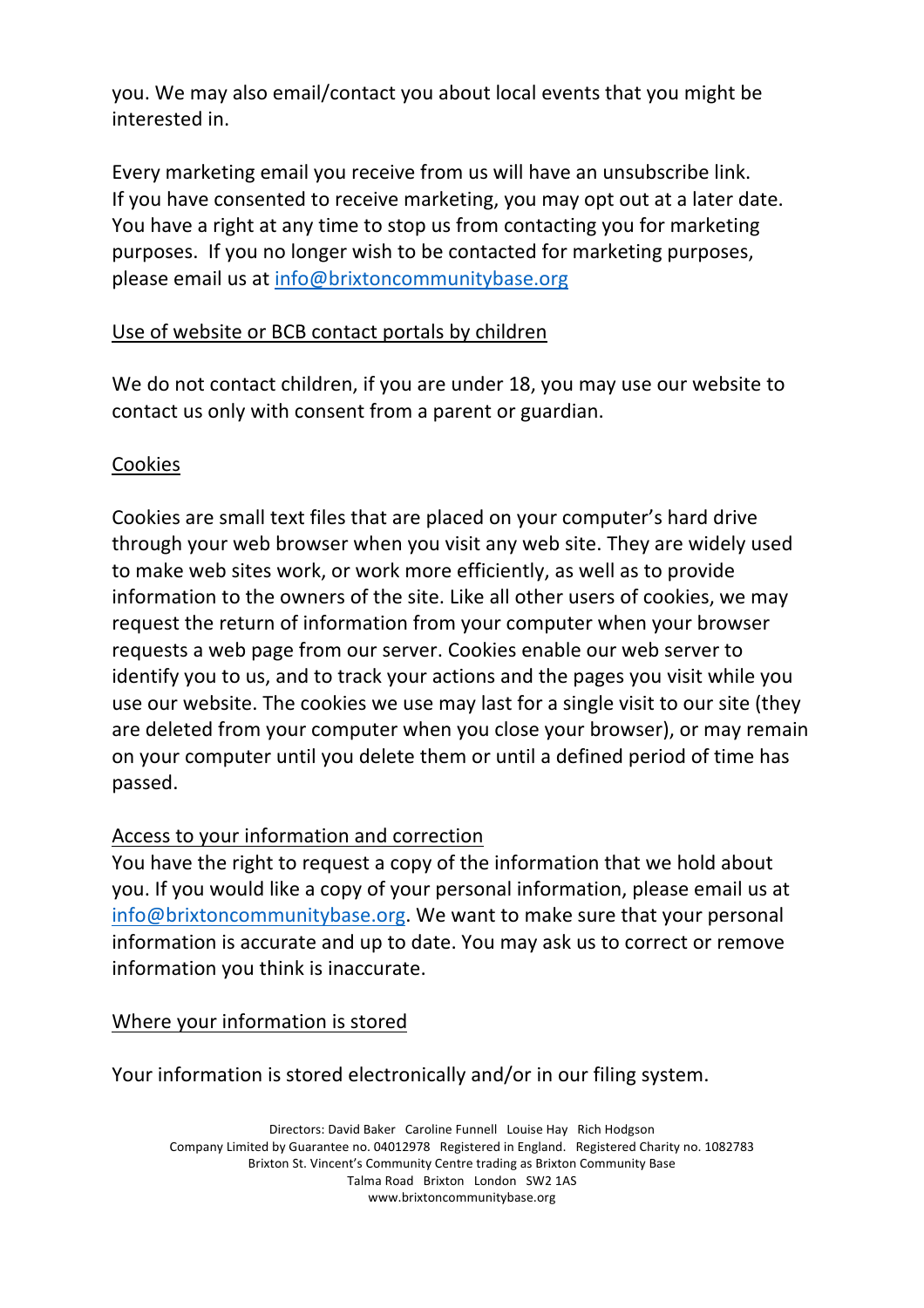you. We may also email/contact you about local events that you might be interested in.

Every marketing email you receive from us will have an unsubscribe link. If you have consented to receive marketing, you may opt out at a later date. You have a right at any time to stop us from contacting you for marketing purposes. If you no longer wish to be contacted for marketing purposes, please email us at info@brixtoncommunitybase.org

## Use of website or BCB contact portals by children

We do not contact children, if you are under 18, you may use our website to contact us only with consent from a parent or guardian.

## Cookies

Cookies are small text files that are placed on your computer's hard drive through your web browser when you visit any web site. They are widely used to make web sites work, or work more efficiently, as well as to provide information to the owners of the site. Like all other users of cookies, we may request the return of information from your computer when your browser requests a web page from our server. Cookies enable our web server to identify you to us, and to track your actions and the pages you visit while you use our website. The cookies we use may last for a single visit to our site (they are deleted from your computer when you close your browser), or may remain on your computer until you delete them or until a defined period of time has passed.

## Access to your information and correction

You have the right to request a copy of the information that we hold about you. If you would like a copy of your personal information, please email us at info@brixtoncommunitybase.org. We want to make sure that your personal information is accurate and up to date. You may ask us to correct or remove information you think is inaccurate.

## Where your information is stored

Your information is stored electronically and/or in our filing system.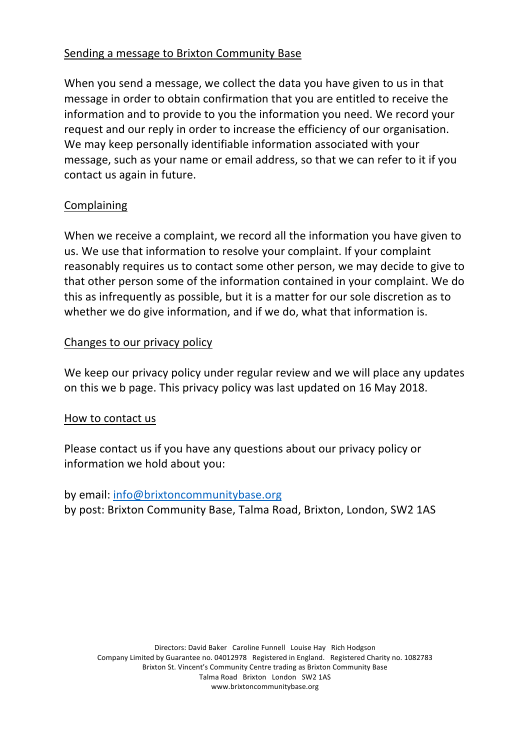## Sending a message to Brixton Community Base

When you send a message, we collect the data you have given to us in that message in order to obtain confirmation that you are entitled to receive the information and to provide to you the information you need. We record your request and our reply in order to increase the efficiency of our organisation. We may keep personally identifiable information associated with your message, such as your name or email address, so that we can refer to it if you contact us again in future.

## Complaining

When we receive a complaint, we record all the information you have given to us. We use that information to resolve your complaint. If your complaint reasonably requires us to contact some other person, we may decide to give to that other person some of the information contained in your complaint. We do this as infrequently as possible, but it is a matter for our sole discretion as to whether we do give information, and if we do, what that information is.

## Changes to our privacy policy

We keep our privacy policy under regular review and we will place any updates on this we b page. This privacy policy was last updated on 16 May 2018.

## How to contact us

Please contact us if you have any questions about our privacy policy or information we hold about you:

by email: [info@brixtoncommunitybase.org](mailto:info@brixtoncommunitybase.org)
by post: Brixton Community Base, Talma Road, Brixton, London, SW2 1AS

Directors: David Baker Caroline Funnell Louise Hay Rich Hodgson
Company Limited by Guarantee no. 04012978 Registered in England. Registered Charity no. 1082783
Brixton St. Vincent's Community Centre trading as Brixton Community Base
Talma Road Brixton London SW2 1AS
www.brixtoncommunitybase.org